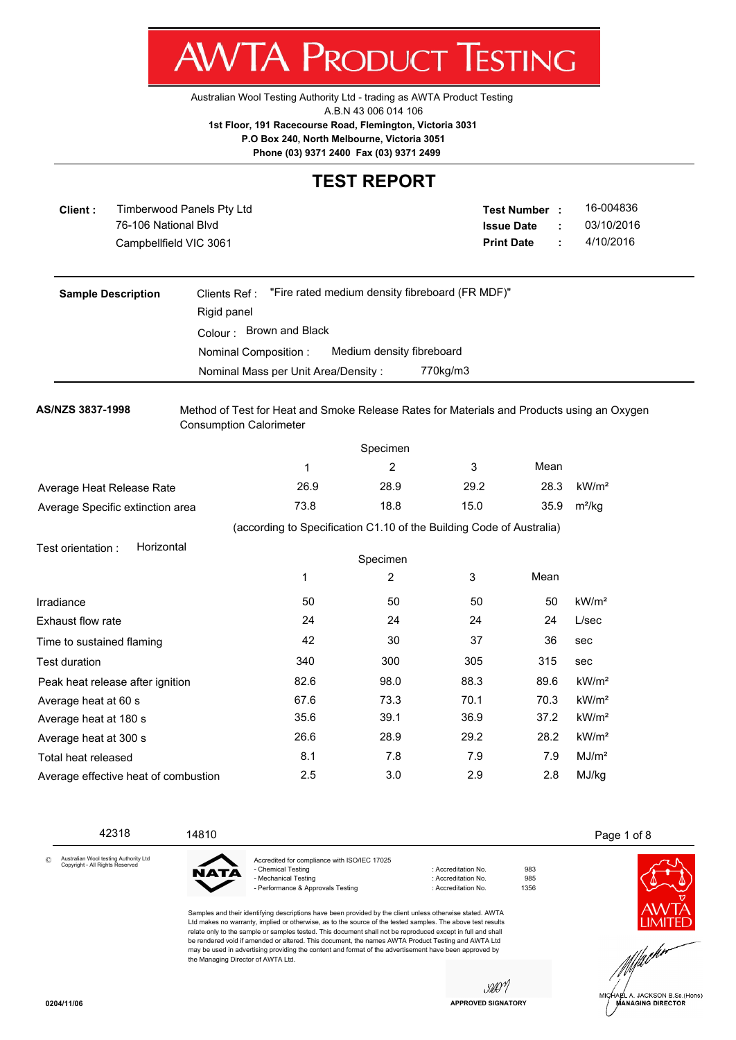# AWTA PRODUCT TESTING

Australian Wool Testing Authority Ltd - trading as AWTA Product Testing
A.B.N 43 006 014 106
**1st Floor, 191 Racecourse Road, Flemington, Victoria 3031**
**P.O Box 240, North Melbourne, Victoria 3051**
**Phone (03) 9371 2400 Fax (03) 9371 2499**

## TEST REPORT

**Client :** Timberwood Panels Pty Ltd
76-106 National Blvd
Campbellfield VIC 3061

**Test Number :** 16-004836
**Issue Date :** 03/10/2016
**Print Date :** 4/10/2016

**Sample Description**
Clients Ref : "Fire rated medium density fibreboard (FR MDF)"
Rigid panel
Colour : Brown and Black
Nominal Composition : Medium density fibreboard
Nominal Mass per Unit Area/Density : 770kg/m3

**AS/NZS 3837-1998** Method of Test for Heat and Smoke Release Rates for Materials and Products using an Oxygen Consumption Calorimeter

| | Specimen 1 | Specimen 2 | Specimen 3 | Mean | |
|---|---|---|---|---|---|
| Average Heat Release Rate | 26.9 | 28.9 | 29.2 | 28.3 | kW/m² |
| Average Specific extinction area | 73.8 | 18.8 | 15.0 | 35.9 | m²/kg |

(according to Specification C1.10 of the Building Code of Australia)

Test orientation : Horizontal

| | Specimen 1 | Specimen 2 | Specimen 3 | Mean | |
|---|---|---|---|---|---|
| Irradiance | 50 | 50 | 50 | 50 | kW/m² |
| Exhaust flow rate | 24 | 24 | 24 | 24 | L/sec |
| Time to sustained flaming | 42 | 30 | 37 | 36 | sec |
| Test duration | 340 | 300 | 305 | 315 | sec |
| Peak heat release after ignition | 82.6 | 98.0 | 88.3 | 89.6 | kW/m² |
| Average heat at 60 s | 67.6 | 73.3 | 70.1 | 70.3 | kW/m² |
| Average heat at 180 s | 35.6 | 39.1 | 36.9 | 37.2 | kW/m² |
| Average heat at 300 s | 26.6 | 28.9 | 29.2 | 28.2 | kW/m² |
| Total heat released | 8.1 | 7.8 | 7.9 | 7.9 | MJ/m² |
| Average effective heat of combustion | 2.5 | 3.0 | 2.9 | 2.8 | MJ/kg |

42318 14810

© Australian Wool testing Authority Ltd Copyright - All Rights Reserved

Accredited for compliance with ISO/IEC 17025

| | | |
|---|---|---|
| - Chemical Testing | : Accreditation No. | 983 |
| - Mechanical Testing | : Accreditation No. | 985 |
| - Performance & Approvals Testing | : Accreditation No. | 1356 |

Samples and their identifying descriptions have been provided by the client unless otherwise stated. AWTA Ltd makes no warranty, implied or otherwise, as to the source of the tested samples. The above test results relate only to the sample or samples tested. This document shall not be reproduced except in full and shall be rendered void if amended or altered. This document, the names AWTA Product Testing and AWTA Ltd may be used in advertising providing the content and format of the advertisement have been approved by the Managing Director of AWTA Ltd.

APPROVED SIGNATORY

MICHAEL A. JACKSON B.Sc.(Hons)
MANAGING DIRECTOR

0204/11/06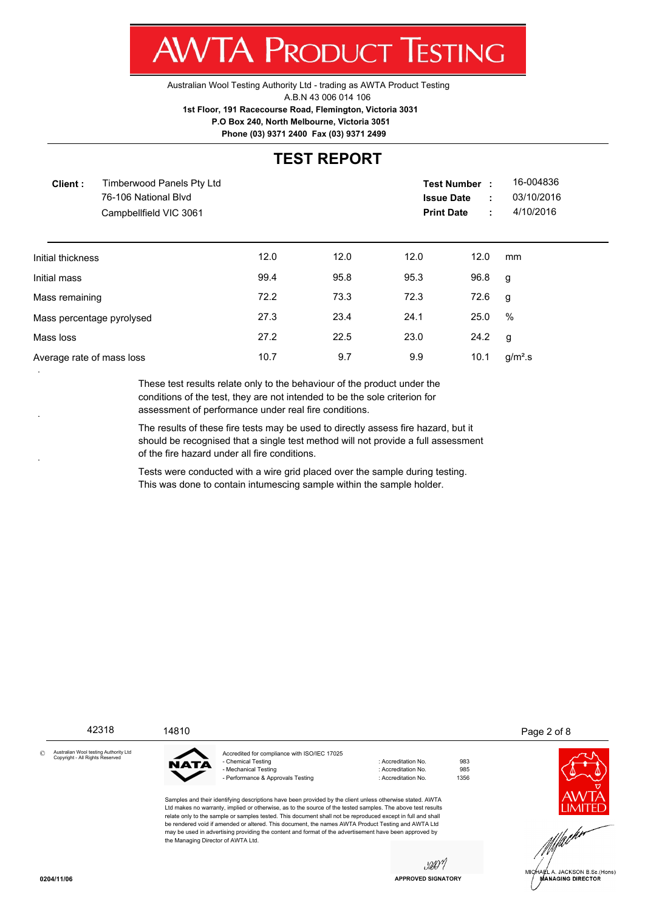# AWTA PRODUCT TESTING

Australian Wool Testing Authority Ltd - trading as AWTA Product Testing
A.B.N 43 006 014 106
**1st Floor, 191 Racecourse Road, Flemington, Victoria 3031**
**P.O Box 240, North Melbourne, Victoria 3051**
**Phone (03) 9371 2400 Fax (03) 9371 2499**

## TEST REPORT

**Client :** Timberwood Panels Pty Ltd
76-106 National Blvd
Campbellfield VIC 3061

**Test Number :** 16-004836
**Issue Date :** 03/10/2016
**Print Date :** 4/10/2016

| | | | | | |
|---|---|---|---|---|---|
| Initial thickness | 12.0 | 12.0 | 12.0 | 12.0 | mm |
| Initial mass | 99.4 | 95.8 | 95.3 | 96.8 | g |
| Mass remaining | 72.2 | 73.3 | 72.3 | 72.6 | g |
| Mass percentage pyrolysed | 27.3 | 23.4 | 24.1 | 25.0 | % |
| Mass loss | 27.2 | 22.5 | 23.0 | 24.2 | g |
| Average rate of mass loss | 10.7 | 9.7 | 9.9 | 10.1 | $g/m^2.s$ |

These test results relate only to the behaviour of the product under the conditions of the test, they are not intended to be the sole criterion for assessment of performance under real fire conditions.

The results of these fire tests may be used to directly assess fire hazard, but it should be recognised that a single test method will not provide a full assessment of the fire hazard under all fire conditions.

Tests were conducted with a wire grid placed over the sample during testing. This was done to contain intumescing sample within the sample holder.

42318 14810

© Australian Wool testing Authority Ltd Copyright - All Rights Reserved

Accredited for compliance with ISO/IEC 17025

| | | |
|---|---|---|
| - Chemical Testing | : Accreditation No. | 983 |
| - Mechanical Testing | : Accreditation No. | 985 |
| - Performance & Approvals Testing | : Accreditation No. | 1356 |

Samples and their identifying descriptions have been provided by the client unless otherwise stated. AWTA Ltd makes no warranty, implied or otherwise, as to the source of the tested samples. The above test results relate only to the sample or samples tested. This document shall not be reproduced except in full and shall be rendered void if amended or altered. This document, the names AWTA Product Testing and AWTA Ltd may be used in advertising providing the content and format of the advertisement have been approved by the Managing Director of AWTA Ltd.

APPROVED SIGNATORY

MICHAEL A. JACKSON B.Sc.(Hons)
MANAGING DIRECTOR

0204/11/06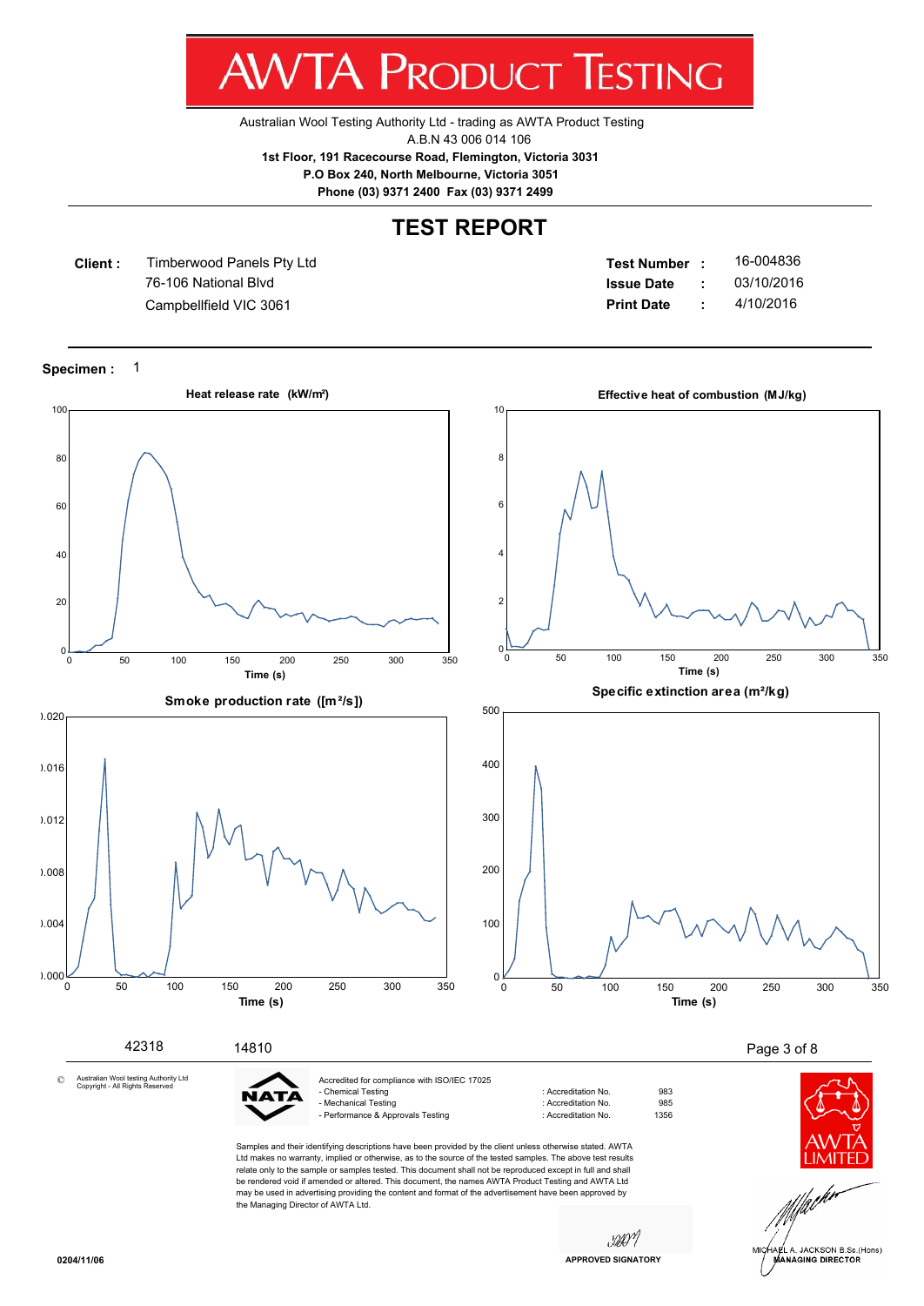# AWTA PRODUCT TESTING

Australian Wool Testing Authority Ltd - trading as AWTA Product Testing
A.B.N 43 006 014 106
**1st Floor, 191 Racecourse Road, Flemington, Victoria 3031**
**P.O Box 240, North Melbourne, Victoria 3051**
**Phone (03) 9371 2400 Fax (03) 9371 2499**

## TEST REPORT

**Client :** Timberwood Panels Pty Ltd
76-106 National Blvd
Campbellfield VIC 3061

**Test Number :** 16-004836
**Issue Date :** 03/10/2016
**Print Date :** 4/10/2016

**Specimen :** 1

**Heat release rate (kW/m²)**

**Effective heat of combustion (MJ/kg)**

**Smoke production rate ([m²/s])**

**Specific extinction area (m²/kg)**

42318 14810

© Australian Wool testing Authority Ltd Copyright - All Rights Reserved

NATA

Accredited for compliance with ISO/IEC 17025

| | | |
|---|---|---|
| - Chemical Testing | : Accreditation No. | 983 |
| - Mechanical Testing | : Accreditation No. | 985 |
| - Performance & Approvals Testing | : Accreditation No. | 1356 |

Samples and their identifying descriptions have been provided by the client unless otherwise stated. AWTA Ltd makes no warranty, implied or otherwise, as to the source of the tested samples. The above test results relate only to the sample or samples tested. This document shall not be reproduced except in full and shall be rendered void if amended or altered. This document, the names AWTA Product Testing and AWTA Ltd may be used in advertising providing the content and format of the advertisement have been approved by the Managing Director of AWTA Ltd.

AWTA LIMITED

APPROVED SIGNATORY

MICHAEL A. JACKSON B.Sc.(Hons)
MANAGING DIRECTOR

0204/11/06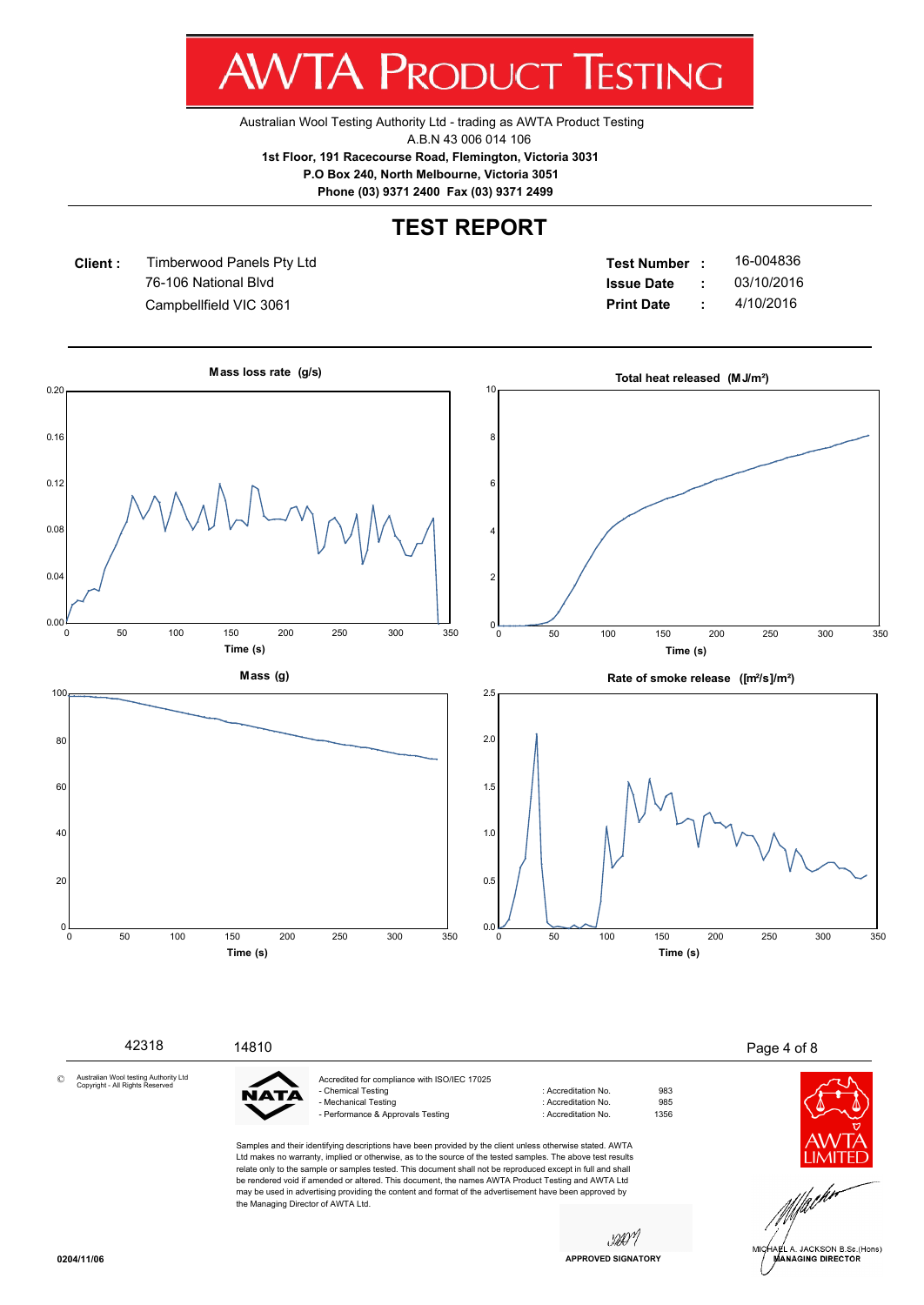# AWTA PRODUCT TESTING

Australian Wool Testing Authority Ltd - trading as AWTA Product Testing
A.B.N 43 006 014 106
**1st Floor, 191 Racecourse Road, Flemington, Victoria 3031**
**P.O Box 240, North Melbourne, Victoria 3051**
**Phone (03) 9371 2400 Fax (03) 9371 2499**

## TEST REPORT

**Client :** Timberwood Panels Pty Ltd
76-106 National Blvd
Campbellfield VIC 3061

**Test Number :** 16-004836
**Issue Date :** 03/10/2016
**Print Date :** 4/10/2016

**Mass loss rate (g/s)**

**Total heat released (MJ/m²)**

**Mass (g)**

**Rate of smoke release ([m²/s]/m²)**

42318 14810

© Australian Wool testing Authority Ltd Copyright - All Rights Reserved

Accredited for compliance with ISO/IEC 17025

| | | |
|---|---|---|
| - Chemical Testing | : Accreditation No. | 983 |
| - Mechanical Testing | : Accreditation No. | 985 |
| - Performance & Approvals Testing | : Accreditation No. | 1356 |

Samples and their identifying descriptions have been provided by the client unless otherwise stated. AWTA Ltd makes no warranty, implied or otherwise, as to the source of the tested samples. The above test results relate only to the sample or samples tested. This document shall not be reproduced except in full and shall be rendered void if amended or altered. This document, the names AWTA Product Testing and AWTA Ltd may be used in advertising providing the content and format of the advertisement have been approved by the Managing Director of AWTA Ltd.

APPROVED SIGNATORY

MICHAEL A. JACKSON B.Sc.(Hons)
MANAGING DIRECTOR

0204/11/06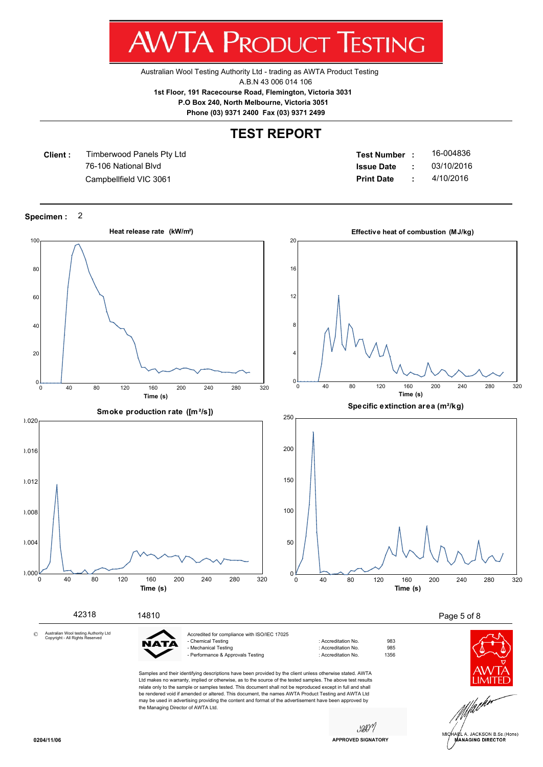# AWTA PRODUCT TESTING

Australian Wool Testing Authority Ltd - trading as AWTA Product Testing
A.B.N 43 006 014 106
**1st Floor, 191 Racecourse Road, Flemington, Victoria 3031**
**P.O Box 240, North Melbourne, Victoria 3051**
**Phone (03) 9371 2400 Fax (03) 9371 2499**

## TEST REPORT

**Client :** Timberwood Panels Pty Ltd
76-106 National Blvd
Campbellfield VIC 3061

**Test Number :** 16-004836
**Issue Date :** 03/10/2016
**Print Date :** 4/10/2016

**Specimen :** 2

**Heat release rate (kW/m²)**

**Effective heat of combustion (MJ/kg)**

**Smoke production rate ([m²/s])**

**Specific extinction area (m²/kg)**

42318 14810

© Australian Wool testing Authority Ltd Copyright - All Rights Reserved

Accredited for compliance with ISO/IEC 17025

| | | |
|---|---|---|
| - Chemical Testing | : Accreditation No. | 983 |
| - Mechanical Testing | : Accreditation No. | 985 |
| - Performance & Approvals Testing | : Accreditation No. | 1356 |

Samples and their identifying descriptions have been provided by the client unless otherwise stated. AWTA Ltd makes no warranty, implied or otherwise, as to the source of the tested samples. The above test results relate only to the sample or samples tested. This document shall not be reproduced except in full and shall be rendered void if amended or altered. This document, the names AWTA Product Testing and AWTA Ltd may be used in advertising providing the content and format of the advertisement have been approved by the Managing Director of AWTA Ltd.

APPROVED SIGNATORY

MICHAEL A. JACKSON B.Sc.(Hons)
MANAGING DIRECTOR

0204/11/06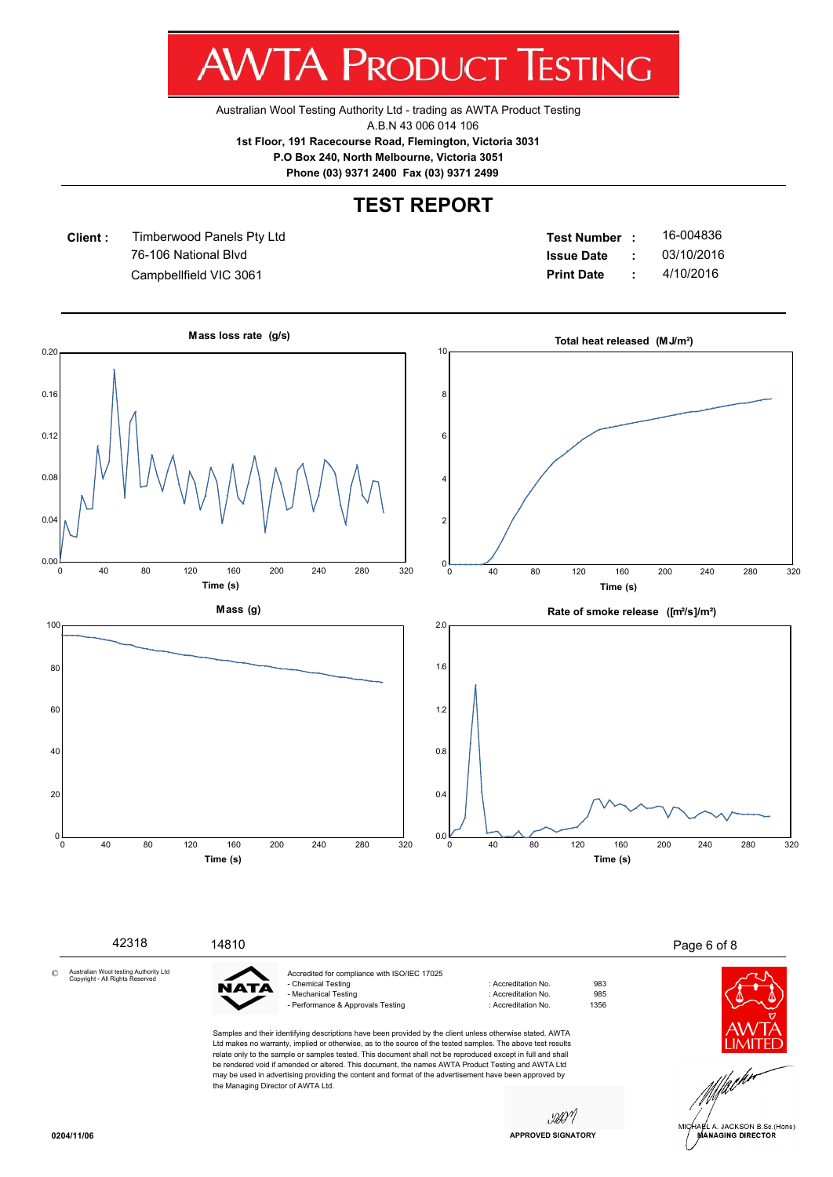# AWTA PRODUCT TESTING

Australian Wool Testing Authority Ltd - trading as AWTA Product Testing
A.B.N 43 006 014 106
**1st Floor, 191 Racecourse Road, Flemington, Victoria 3031**
**P.O Box 240, North Melbourne, Victoria 3051**
**Phone (03) 9371 2400 Fax (03) 9371 2499**

## TEST REPORT

**Client :** Timberwood Panels Pty Ltd
76-106 National Blvd
Campbellfield VIC 3061

**Test Number :** 16-004836
**Issue Date :** 03/10/2016
**Print Date :** 4/10/2016

**Mass loss rate (g/s)**

**Total heat released (MJ/m²)**

**Mass (g)**

**Rate of smoke release ([m²/s]/m²)**

42318 14810

© Australian Wool testing Authority Ltd Copyright - All Rights Reserved

Accredited for compliance with ISO/IEC 17025

| | | |
|---|---|---|
| - Chemical Testing | : Accreditation No. | 983 |
| - Mechanical Testing | : Accreditation No. | 985 |
| - Performance & Approvals Testing | : Accreditation No. | 1356 |

Samples and their identifying descriptions have been provided by the client unless otherwise stated. AWTA Ltd makes no warranty, implied or otherwise, as to the source of the tested samples. The above test results relate only to the sample or samples tested. This document shall not be reproduced except in full and shall be rendered void if amended or altered. This document, the names AWTA Product Testing and AWTA Ltd may be used in advertising providing the content and format of the advertisement have been approved by the Managing Director of AWTA Ltd.

APPROVED SIGNATORY

MICHAEL A. JACKSON B.Sc.(Hons)
MANAGING DIRECTOR

0204/11/06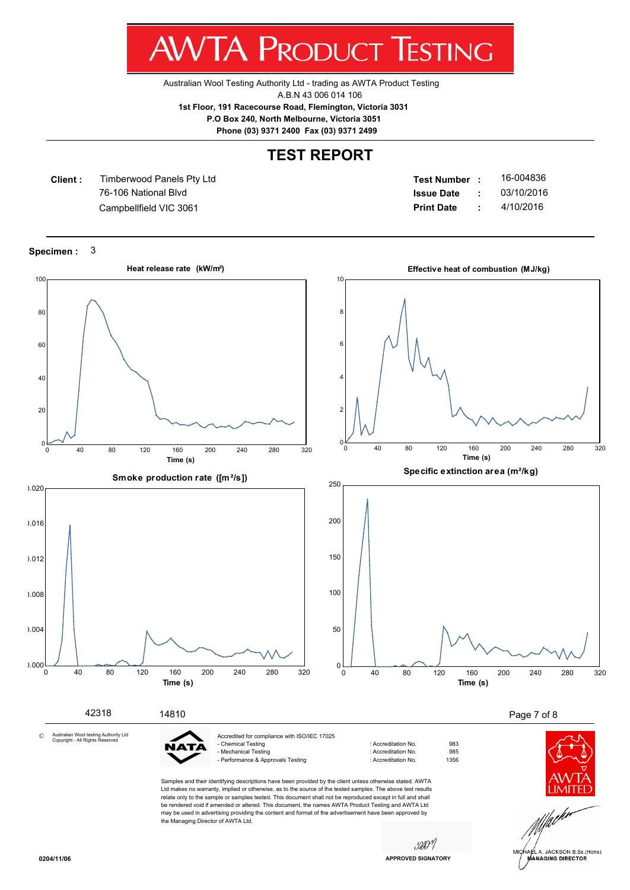# AWTA PRODUCT TESTING

Australian Wool Testing Authority Ltd - trading as AWTA Product Testing
A.B.N 43 006 014 106
**1st Floor, 191 Racecourse Road, Flemington, Victoria 3031**
**P.O Box 240, North Melbourne, Victoria 3051**
**Phone (03) 9371 2400 Fax (03) 9371 2499**

## TEST REPORT

**Client :** Timberwood Panels Pty Ltd
76-106 National Blvd
Campbellfield VIC 3061

**Test Number :** 16-004836
**Issue Date :** 03/10/2016
**Print Date :** 4/10/2016

**Specimen :** 3

**Heat release rate (kW/m²)**

**Effective heat of combustion (MJ/kg)**

**Smoke production rate ([m²/s])**

**Specific extinction area (m²/kg)**

42318 14810

© Australian Wool testing Authority Ltd Copyright - All Rights Reserved

NATA

Accredited for compliance with ISO/IEC 17025

| | | |
|---|---|---|
| - Chemical Testing | : Accreditation No. | 983 |
| - Mechanical Testing | : Accreditation No. | 985 |
| - Performance & Approvals Testing | : Accreditation No. | 1356 |

Samples and their identifying descriptions have been provided by the client unless otherwise stated. AWTA Ltd makes no warranty, implied or otherwise, as to the source of the tested samples. The above test results relate only to the sample or samples tested. This document shall not be reproduced except in full and shall be rendered void if amended or altered. This document, the names AWTA Product Testing and AWTA Ltd may be used in advertising providing the content and format of the advertisement have been approved by the Managing Director of AWTA Ltd.

AWTA LIMITED

APPROVED SIGNATORY

MICHAEL A. JACKSON B.Sc.(Hons)
MANAGING DIRECTOR

0204/11/06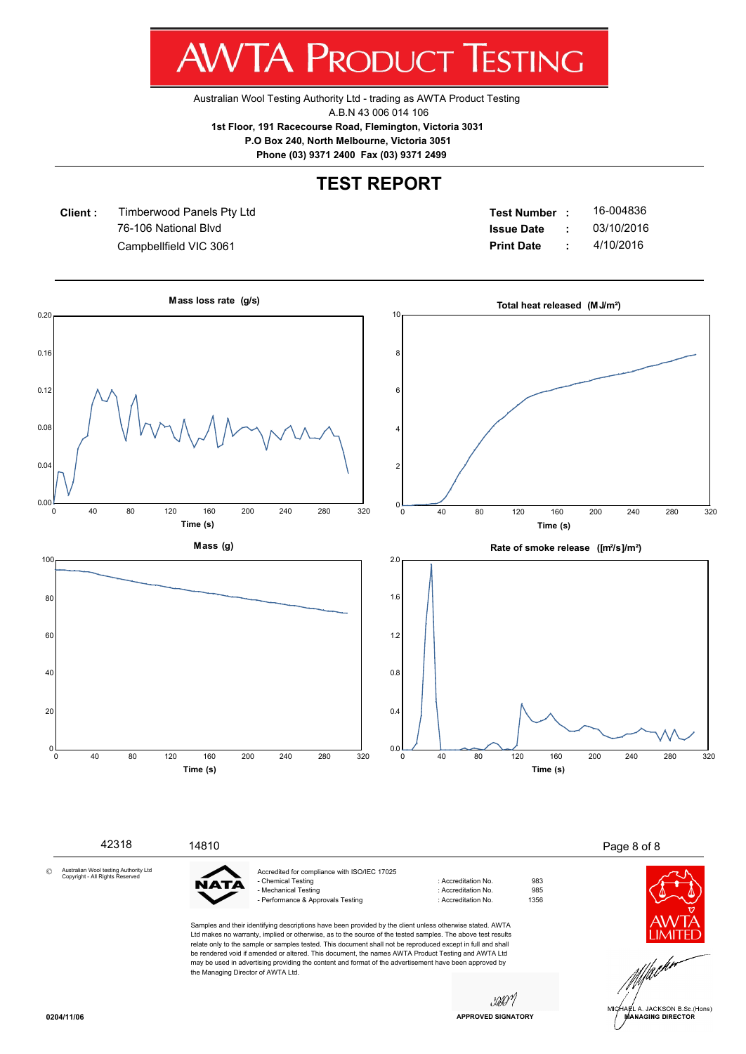# AWTA PRODUCT TESTING

Australian Wool Testing Authority Ltd - trading as AWTA Product Testing
A.B.N 43 006 014 106
**1st Floor, 191 Racecourse Road, Flemington, Victoria 3031**
**P.O Box 240, North Melbourne, Victoria 3051**
**Phone (03) 9371 2400 Fax (03) 9371 2499**

## TEST REPORT

**Client :** Timberwood Panels Pty Ltd
76-106 National Blvd
Campbellfield VIC 3061

**Test Number :** 16-004836
**Issue Date :** 03/10/2016
**Print Date :** 4/10/2016

**Mass loss rate (g/s)**
0.00 0.04 0.08 0.12 0.16 0.20
0 40 80 120 160 200 240 280 320
Time (s)

**Total heat released (MJ/m²)**
0 2 4 6 8 10
0 40 80 120 160 200 240 280 320
Time (s)

**Mass (g)**
0 20 40 60 80 100
0 40 80 120 160 200 240 280 320
Time (s)

**Rate of smoke release ([m²/s]/m²)**
0.0 0.4 0.8 1.2 1.6 2.0
0 40 80 120 160 200 240 280 320
Time (s)

42318 14810

© Australian Wool testing Authority Ltd Copyright - All Rights Reserved

NATA

Accredited for compliance with ISO/IEC 17025

| | | |
|---|---|---|
| - Chemical Testing | : Accreditation No. | 983 |
| - Mechanical Testing | : Accreditation No. | 985 |
| - Performance & Approvals Testing | : Accreditation No. | 1356 |

Samples and their identifying descriptions have been provided by the client unless otherwise stated. AWTA Ltd makes no warranty, implied or otherwise, as to the source of the tested samples. The above test results relate only to the sample or samples tested. This document shall not be reproduced except in full and shall be rendered void if amended or altered. This document, the names AWTA Product Testing and AWTA Ltd may be used in advertising providing the content and format of the advertisement have been approved by the Managing Director of AWTA Ltd.

AWTA LIMITED

APPROVED SIGNATORY

MICHAEL A. JACKSON B.Sc.(Hons)
MANAGING DIRECTOR

0204/11/06